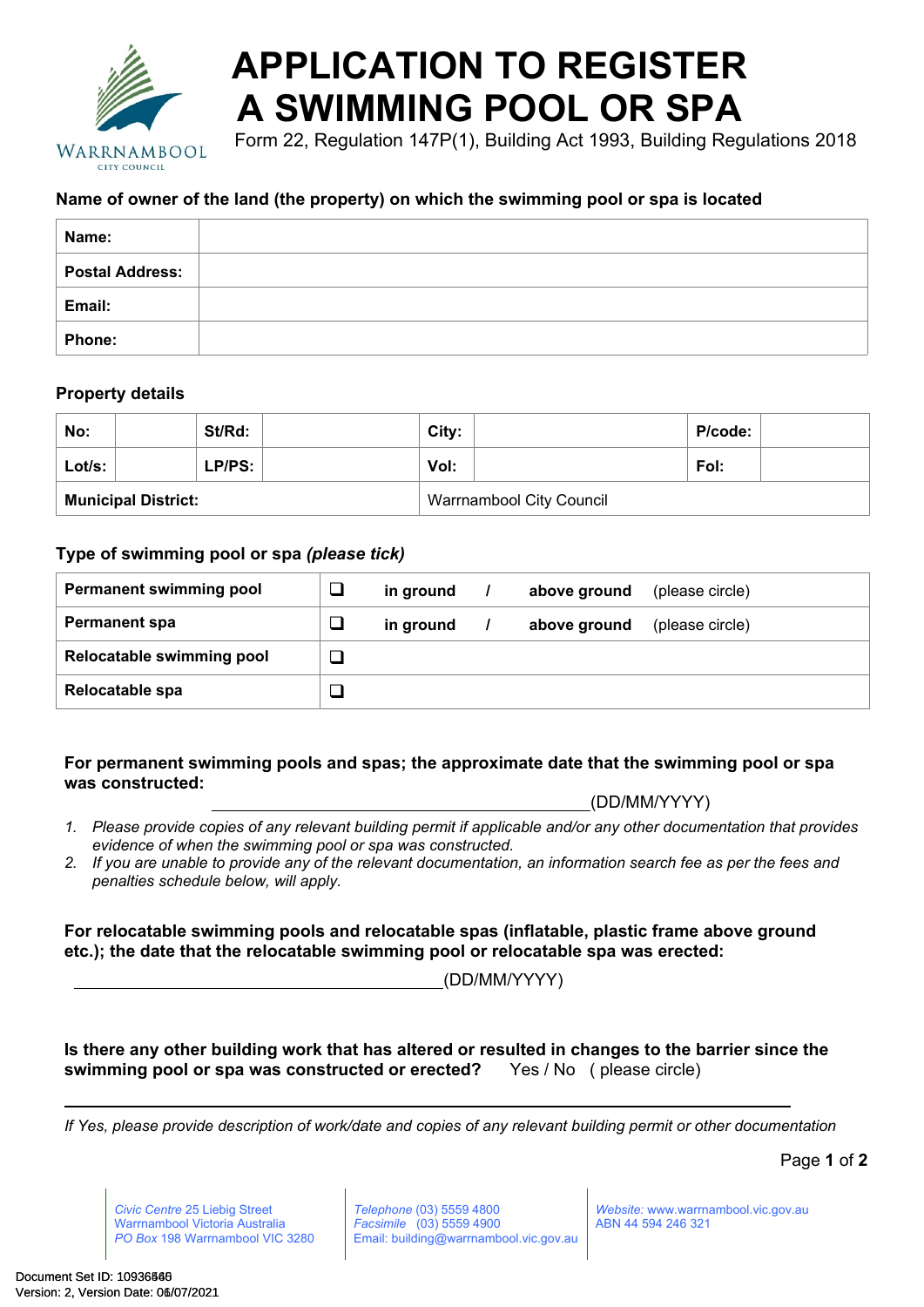# APPLICATION TO REGISTER A SWIMMING POOL OR SPA

Form 22, Regulation 147P(1), Building Act 1993, Building Regulations 2018

WARRNAMBOOL CITY COUNCIL

### Name of owner of the land (the property) on which the swimming pool or spa is located

| | |
|---|---|
| **Name:** | |
| **Postal Address:** | |
| **Email:** | |
| **Phone:** | |

### Property details

| | | | | | | | |
|---|---|---|---|---|---|---|---|
| **No:** | | **St/Rd:** | | **City:** | | **P/code:** | |
| **Lot/s:** | | **LP/PS:** | | **Vol:** | | **Fol:** | |
| **Municipal District:** | | | | Warrnambool City Council | | | |

### Type of swimming pool or spa *(please tick)*

| | | |
|---|---|---|
| **Permanent swimming pool** | ❑ | **in ground** / **above ground** (please circle) |
| **Permanent spa** | ❑ | **in ground** / **above ground** (please circle) |
| **Relocatable swimming pool** | ❑ | |
| **Relocatable spa** | ❑ | |

**For permanent swimming pools and spas; the approximate date that the swimming pool or spa was constructed:**

\_\_\_\_\_\_\_\_\_\_\_\_\_\_\_\_\_\_\_\_\_\_\_\_\_\_\_\_\_\_\_\_\_\_\_\_\_\_\_\_(DD/MM/YYYY)

1. *Please provide copies of any relevant building permit if applicable and/or any other documentation that provides evidence of when the swimming pool or spa was constructed.*
2. *If you are unable to provide any of the relevant documentation, an information search fee as per the fees and penalties schedule below, will apply.*

**For relocatable swimming pools and relocatable spas (inflatable, plastic frame above ground etc.); the date that the relocatable swimming pool or relocatable spa was erected:**

\_\_\_\_\_\_\_\_\_\_\_\_\_\_\_\_\_\_\_\_\_\_\_\_\_\_\_\_\_\_\_\_\_\_\_\_\_\_\_\_(DD/MM/YYYY)

**Is there any other building work that has altered or resulted in changes to the barrier since the swimming pool or spa was constructed or erected?** Yes / No ( please circle)

\_\_\_\_\_\_\_\_\_\_\_\_\_\_\_\_\_\_\_\_\_\_\_\_\_\_\_\_\_\_\_\_\_\_\_\_\_\_\_\_\_\_\_\_\_\_\_\_\_\_\_\_\_\_\_\_\_\_\_\_\_\_\_\_\_\_\_\_\_\_\_\_\_\_\_\_

*If Yes, please provide description of work/date and copies of any relevant building permit or other documentation*

*Civic Centre* 25 Liebig Street
Warrnambool Victoria Australia
*PO Box* 198 Warrnambool VIC 3280

*Telephone* (03) 5559 4800
*Facsimile* (03) 5559 4900
Email: building@warrnambool.vic.gov.au

*Website:* www.warrnambool.vic.gov.au
ABN 44 594 246 321

Document Set ID: 10936846
Version: 2, Version Date: 06/07/2021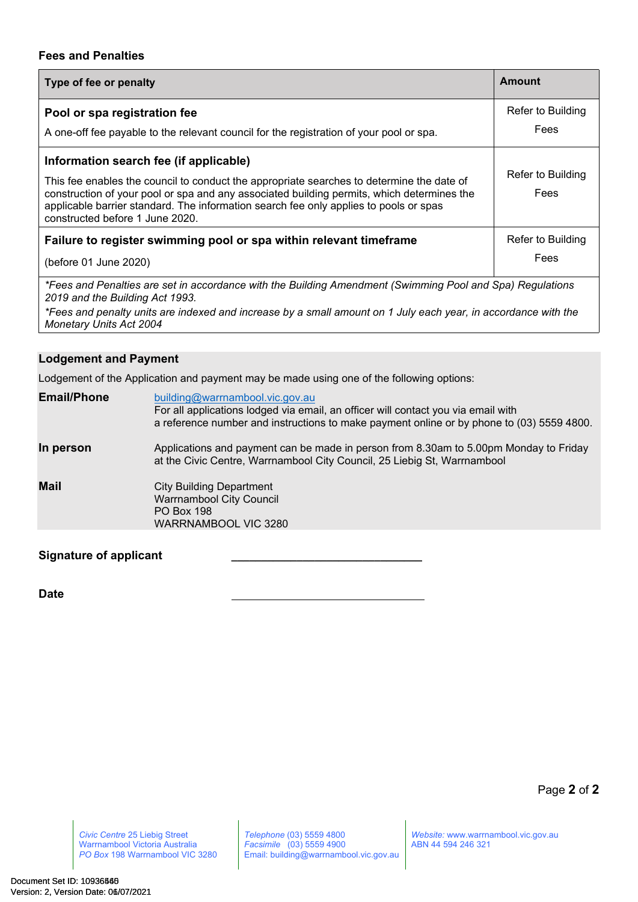### Fees and Penalties

| Type of fee or penalty | Amount |
|---|---|
| **Pool or spa registration fee**<br>A one-off fee payable to the relevant council for the registration of your pool or spa. | Refer to Building Fees |
| **Information search fee (if applicable)**<br>This fee enables the council to conduct the appropriate searches to determine the date of construction of your pool or spa and any associated building permits, which determines the applicable barrier standard. The information search fee only applies to pools or spas constructed before 1 June 2020. | Refer to Building Fees |
| **Failure to register swimming pool or spa within relevant timeframe**<br>(before 01 June 2020) | Refer to Building Fees |
| *\*Fees and Penalties are set in accordance with the Building Amendment (Swimming Pool and Spa) Regulations 2019 and the Building Act 1993.*<br>*\*Fees and penalty units are indexed and increase by a small amount on 1 July each year, in accordance with the Monetary Units Act 2004* | |

### Lodgement and Payment

Lodgement of the Application and payment may be made using one of the following options:

**Email/Phone** building@warrnambool.vic.gov.au
For all applications lodged via email, an officer will contact you via email with a reference number and instructions to make payment online or by phone to (03) 5559 4800.

**In person** Applications and payment can be made in person from 8.30am to 5.00pm Monday to Friday at the Civic Centre, Warrnambool City Council, 25 Liebig St, Warrnambool

**Mail** City Building Department
Warrnambool City Council
PO Box 198
WARRNAMBOOL VIC 3280

**Signature of applicant** ______________________________

**Date** ______________________________

*Civic Centre* 25 Liebig Street
Warrnambool Victoria Australia
*PO Box* 198 Warrnambool VIC 3280

*Telephone* (03) 5559 4800
*Facsimile* (03) 5559 4900
Email: building@warrnambool.vic.gov.au

*Website:* www.warrnambool.vic.gov.au
ABN 44 594 246 321

Document Set ID: 10936846
Version: 2, Version Date: 01/07/2021